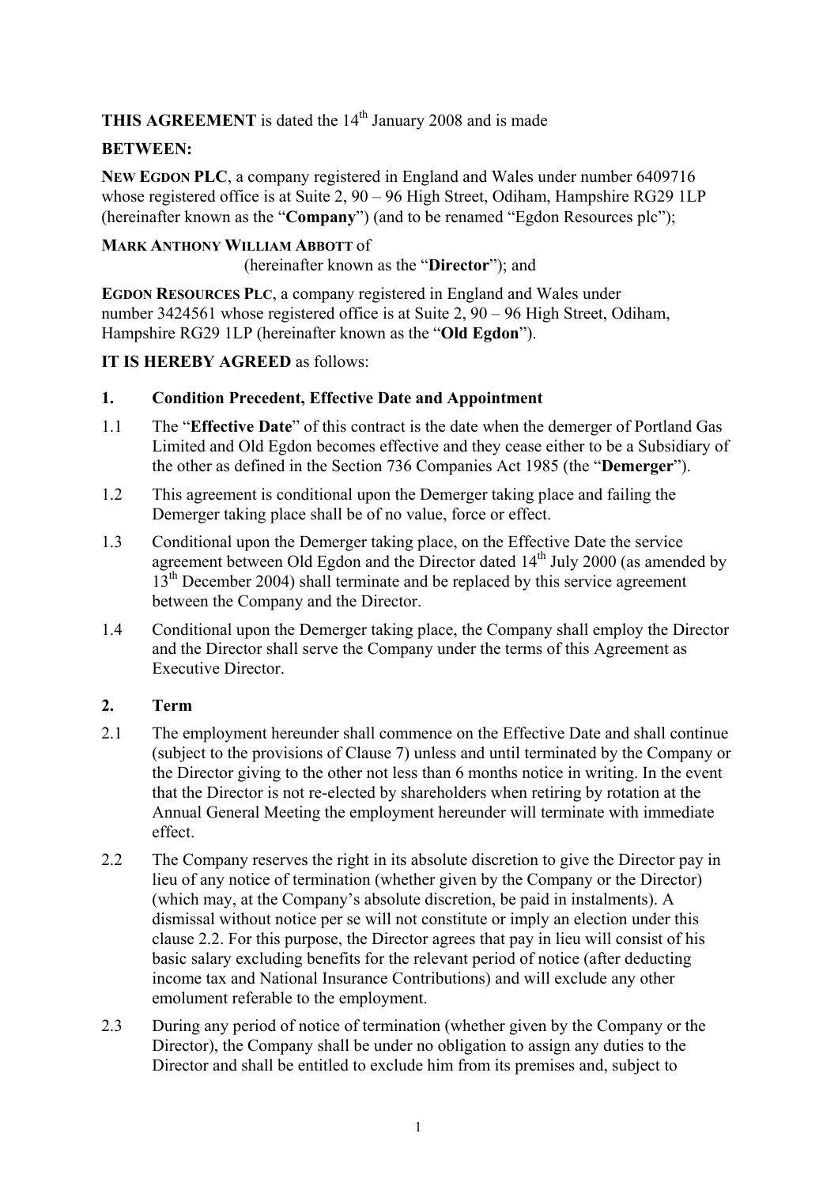**THIS AGREEMENT** is dated the 14th January 2008 and is made

**BETWEEN:**

**NEW EGDON PLC**, a company registered in England and Wales under number 6409716 whose registered office is at Suite 2, 90 – 96 High Street, Odiham, Hampshire RG29 1LP (hereinafter known as the "**Company**") (and to be renamed "Egdon Resources plc");

**MARK ANTHONY WILLIAM ABBOTT** of (hereinafter known as the "**Director**"); and

**EGDON RESOURCES PLC**, a company registered in England and Wales under number 3424561 whose registered office is at Suite 2, 90 – 96 High Street, Odiham, Hampshire RG29 1LP (hereinafter known as the "**Old Egdon**").

**IT IS HEREBY AGREED** as follows:

## 1. Condition Precedent, Effective Date and Appointment

1.1 The "**Effective Date**" of this contract is the date when the demerger of Portland Gas Limited and Old Egdon becomes effective and they cease either to be a Subsidiary of the other as defined in the Section 736 Companies Act 1985 (the "**Demerger**").

1.2 This agreement is conditional upon the Demerger taking place and failing the Demerger taking place shall be of no value, force or effect.

1.3 Conditional upon the Demerger taking place, on the Effective Date the service agreement between Old Egdon and the Director dated 14th July 2000 (as amended by 13th December 2004) shall terminate and be replaced by this service agreement between the Company and the Director.

1.4 Conditional upon the Demerger taking place, the Company shall employ the Director and the Director shall serve the Company under the terms of this Agreement as Executive Director.

## 2. Term

2.1 The employment hereunder shall commence on the Effective Date and shall continue (subject to the provisions of Clause 7) unless and until terminated by the Company or the Director giving to the other not less than 6 months notice in writing. In the event that the Director is not re-elected by shareholders when retiring by rotation at the Annual General Meeting the employment hereunder will terminate with immediate effect.

2.2 The Company reserves the right in its absolute discretion to give the Director pay in lieu of any notice of termination (whether given by the Company or the Director) (which may, at the Company's absolute discretion, be paid in instalments). A dismissal without notice per se will not constitute or imply an election under this clause 2.2. For this purpose, the Director agrees that pay in lieu will consist of his basic salary excluding benefits for the relevant period of notice (after deducting income tax and National Insurance Contributions) and will exclude any other emolument referable to the employment.

2.3 During any period of notice of termination (whether given by the Company or the Director), the Company shall be under no obligation to assign any duties to the Director and shall be entitled to exclude him from its premises and, subject to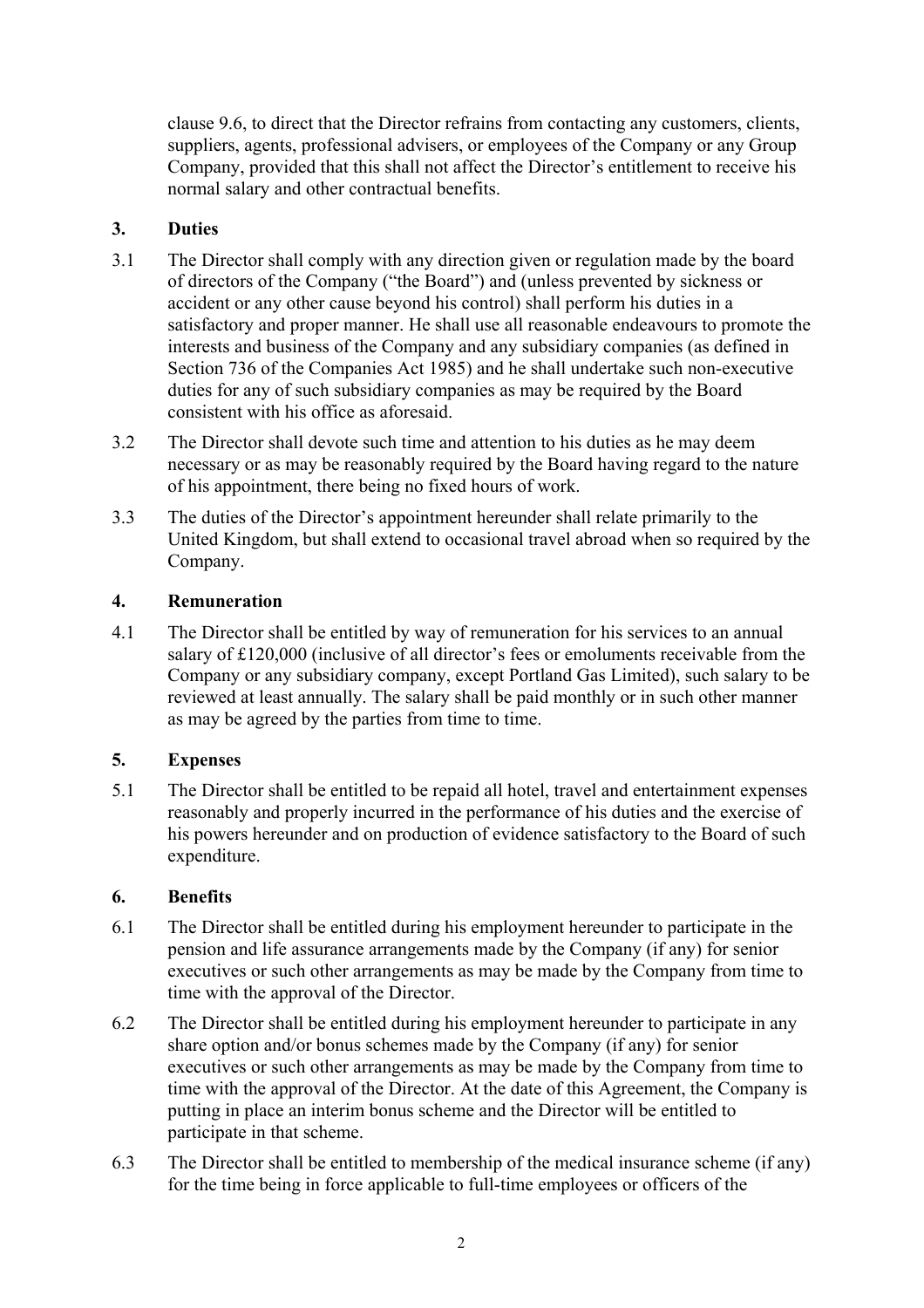clause 9.6, to direct that the Director refrains from contacting any customers, clients, suppliers, agents, professional advisers, or employees of the Company or any Group Company, provided that this shall not affect the Director's entitlement to receive his normal salary and other contractual benefits.

## 3. Duties

3.1 The Director shall comply with any direction given or regulation made by the board of directors of the Company ("the Board") and (unless prevented by sickness or accident or any other cause beyond his control) shall perform his duties in a satisfactory and proper manner. He shall use all reasonable endeavours to promote the interests and business of the Company and any subsidiary companies (as defined in Section 736 of the Companies Act 1985) and he shall undertake such non-executive duties for any of such subsidiary companies as may be required by the Board consistent with his office as aforesaid.

3.2 The Director shall devote such time and attention to his duties as he may deem necessary or as may be reasonably required by the Board having regard to the nature of his appointment, there being no fixed hours of work.

3.3 The duties of the Director's appointment hereunder shall relate primarily to the United Kingdom, but shall extend to occasional travel abroad when so required by the Company.

## 4. Remuneration

4.1 The Director shall be entitled by way of remuneration for his services to an annual salary of £120,000 (inclusive of all director's fees or emoluments receivable from the Company or any subsidiary company, except Portland Gas Limited), such salary to be reviewed at least annually. The salary shall be paid monthly or in such other manner as may be agreed by the parties from time to time.

## 5. Expenses

5.1 The Director shall be entitled to be repaid all hotel, travel and entertainment expenses reasonably and properly incurred in the performance of his duties and the exercise of his powers hereunder and on production of evidence satisfactory to the Board of such expenditure.

## 6. Benefits

6.1 The Director shall be entitled during his employment hereunder to participate in the pension and life assurance arrangements made by the Company (if any) for senior executives or such other arrangements as may be made by the Company from time to time with the approval of the Director.

6.2 The Director shall be entitled during his employment hereunder to participate in any share option and/or bonus schemes made by the Company (if any) for senior executives or such other arrangements as may be made by the Company from time to time with the approval of the Director. At the date of this Agreement, the Company is putting in place an interim bonus scheme and the Director will be entitled to participate in that scheme.

6.3 The Director shall be entitled to membership of the medical insurance scheme (if any) for the time being in force applicable to full-time employees or officers of the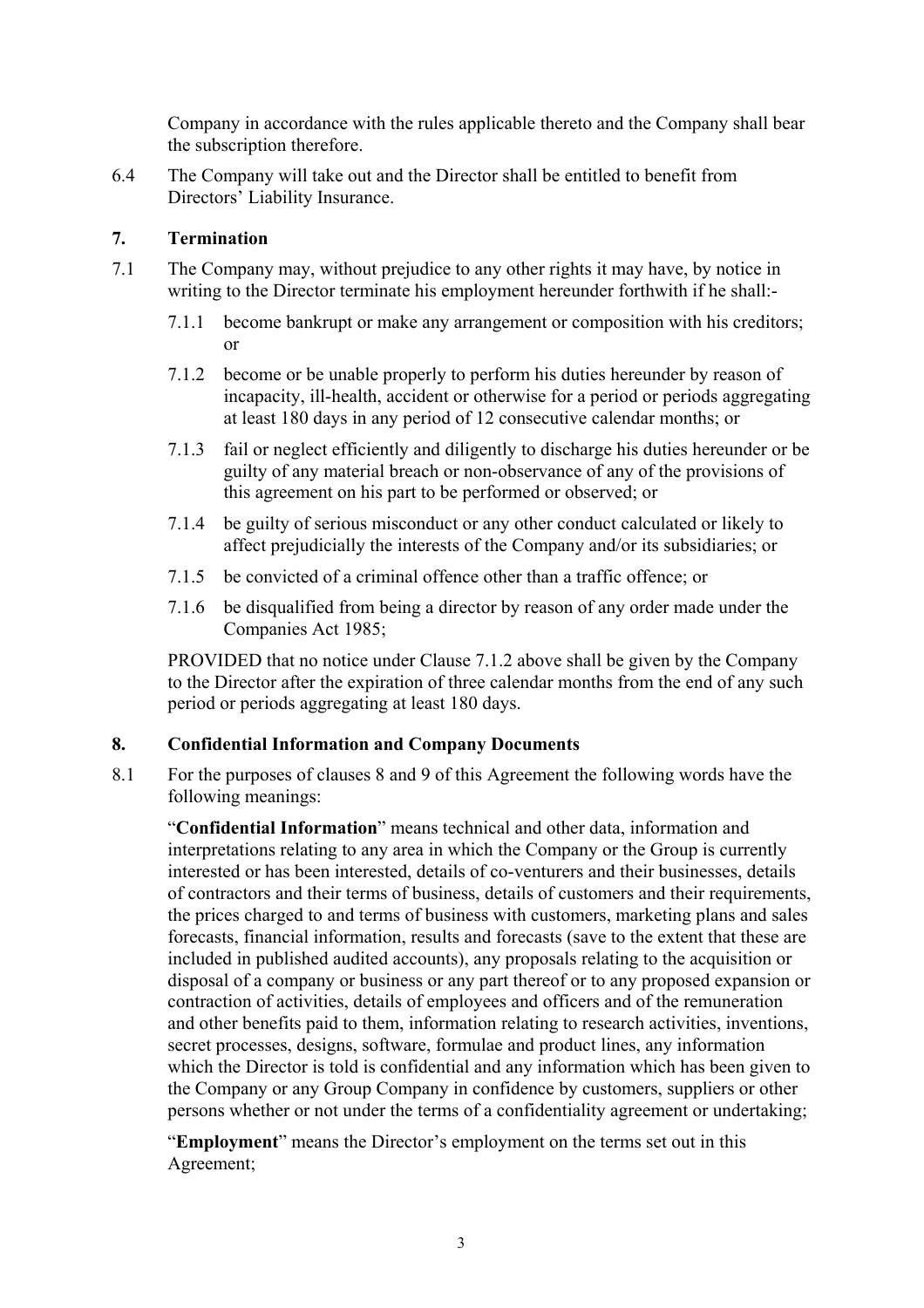Company in accordance with the rules applicable thereto and the Company shall bear the subscription therefore.

6.4 The Company will take out and the Director shall be entitled to benefit from Directors' Liability Insurance.

## 7. Termination

7.1 The Company may, without prejudice to any other rights it may have, by notice in writing to the Director terminate his employment hereunder forthwith if he shall:-

7.1.1 become bankrupt or make any arrangement or composition with his creditors; or

7.1.2 become or be unable properly to perform his duties hereunder by reason of incapacity, ill-health, accident or otherwise for a period or periods aggregating at least 180 days in any period of 12 consecutive calendar months; or

7.1.3 fail or neglect efficiently and diligently to discharge his duties hereunder or be guilty of any material breach or non-observance of any of the provisions of this agreement on his part to be performed or observed; or

7.1.4 be guilty of serious misconduct or any other conduct calculated or likely to affect prejudicially the interests of the Company and/or its subsidiaries; or

7.1.5 be convicted of a criminal offence other than a traffic offence; or

7.1.6 be disqualified from being a director by reason of any order made under the Companies Act 1985;

PROVIDED that no notice under Clause 7.1.2 above shall be given by the Company to the Director after the expiration of three calendar months from the end of any such period or periods aggregating at least 180 days.

## 8. Confidential Information and Company Documents

8.1 For the purposes of clauses 8 and 9 of this Agreement the following words have the following meanings:

"**Confidential Information**" means technical and other data, information and interpretations relating to any area in which the Company or the Group is currently interested or has been interested, details of co-venturers and their businesses, details of contractors and their terms of business, details of customers and their requirements, the prices charged to and terms of business with customers, marketing plans and sales forecasts, financial information, results and forecasts (save to the extent that these are included in published audited accounts), any proposals relating to the acquisition or disposal of a company or business or any part thereof or to any proposed expansion or contraction of activities, details of employees and officers and of the remuneration and other benefits paid to them, information relating to research activities, inventions, secret processes, designs, software, formulae and product lines, any information which the Director is told is confidential and any information which has been given to the Company or any Group Company in confidence by customers, suppliers or other persons whether or not under the terms of a confidentiality agreement or undertaking;

"**Employment**" means the Director's employment on the terms set out in this Agreement;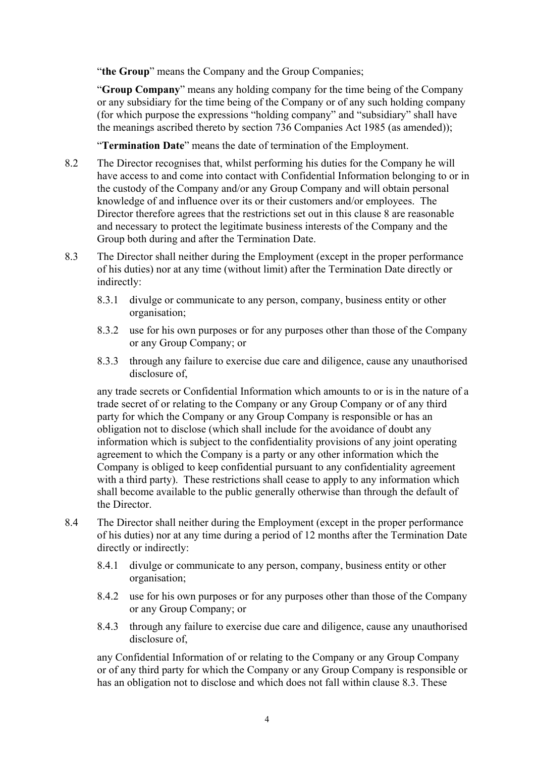"**the Group**" means the Company and the Group Companies;

"**Group Company**" means any holding company for the time being of the Company or any subsidiary for the time being of the Company or of any such holding company (for which purpose the expressions "holding company" and "subsidiary" shall have the meanings ascribed thereto by section 736 Companies Act 1985 (as amended));

"**Termination Date**" means the date of termination of the Employment.

8.2 The Director recognises that, whilst performing his duties for the Company he will have access to and come into contact with Confidential Information belonging to or in the custody of the Company and/or any Group Company and will obtain personal knowledge of and influence over its or their customers and/or employees. The Director therefore agrees that the restrictions set out in this clause 8 are reasonable and necessary to protect the legitimate business interests of the Company and the Group both during and after the Termination Date.

8.3 The Director shall neither during the Employment (except in the proper performance of his duties) nor at any time (without limit) after the Termination Date directly or indirectly:

8.3.1 divulge or communicate to any person, company, business entity or other organisation;

8.3.2 use for his own purposes or for any purposes other than those of the Company or any Group Company; or

8.3.3 through any failure to exercise due care and diligence, cause any unauthorised disclosure of,

any trade secrets or Confidential Information which amounts to or is in the nature of a trade secret of or relating to the Company or any Group Company or of any third party for which the Company or any Group Company is responsible or has an obligation not to disclose (which shall include for the avoidance of doubt any information which is subject to the confidentiality provisions of any joint operating agreement to which the Company is a party or any other information which the Company is obliged to keep confidential pursuant to any confidentiality agreement with a third party). These restrictions shall cease to apply to any information which shall become available to the public generally otherwise than through the default of the Director.

8.4 The Director shall neither during the Employment (except in the proper performance of his duties) nor at any time during a period of 12 months after the Termination Date directly or indirectly:

8.4.1 divulge or communicate to any person, company, business entity or other organisation;

8.4.2 use for his own purposes or for any purposes other than those of the Company or any Group Company; or

8.4.3 through any failure to exercise due care and diligence, cause any unauthorised disclosure of,

any Confidential Information of or relating to the Company or any Group Company or of any third party for which the Company or any Group Company is responsible or has an obligation not to disclose and which does not fall within clause 8.3. These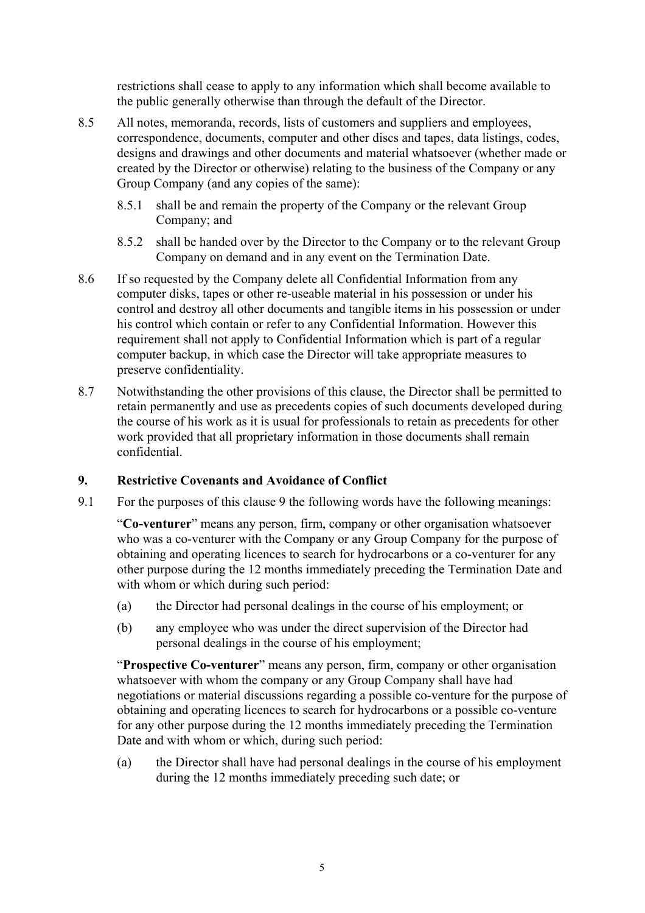restrictions shall cease to apply to any information which shall become available to the public generally otherwise than through the default of the Director.

8.5 All notes, memoranda, records, lists of customers and suppliers and employees, correspondence, documents, computer and other discs and tapes, data listings, codes, designs and drawings and other documents and material whatsoever (whether made or created by the Director or otherwise) relating to the business of the Company or any Group Company (and any copies of the same):

8.5.1 shall be and remain the property of the Company or the relevant Group Company; and

8.5.2 shall be handed over by the Director to the Company or to the relevant Group Company on demand and in any event on the Termination Date.

8.6 If so requested by the Company delete all Confidential Information from any computer disks, tapes or other re-useable material in his possession or under his control and destroy all other documents and tangible items in his possession or under his control which contain or refer to any Confidential Information. However this requirement shall not apply to Confidential Information which is part of a regular computer backup, in which case the Director will take appropriate measures to preserve confidentiality.

8.7 Notwithstanding the other provisions of this clause, the Director shall be permitted to retain permanently and use as precedents copies of such documents developed during the course of his work as it is usual for professionals to retain as precedents for other work provided that all proprietary information in those documents shall remain confidential.

## 9. Restrictive Covenants and Avoidance of Conflict

9.1 For the purposes of this clause 9 the following words have the following meanings:

"**Co-venturer**" means any person, firm, company or other organisation whatsoever who was a co-venturer with the Company or any Group Company for the purpose of obtaining and operating licences to search for hydrocarbons or a co-venturer for any other purpose during the 12 months immediately preceding the Termination Date and with whom or which during such period:

(a) the Director had personal dealings in the course of his employment; or

(b) any employee who was under the direct supervision of the Director had personal dealings in the course of his employment;

"**Prospective Co-venturer**" means any person, firm, company or other organisation whatsoever with whom the company or any Group Company shall have had negotiations or material discussions regarding a possible co-venture for the purpose of obtaining and operating licences to search for hydrocarbons or a possible co-venture for any other purpose during the 12 months immediately preceding the Termination Date and with whom or which, during such period:

(a) the Director shall have had personal dealings in the course of his employment during the 12 months immediately preceding such date; or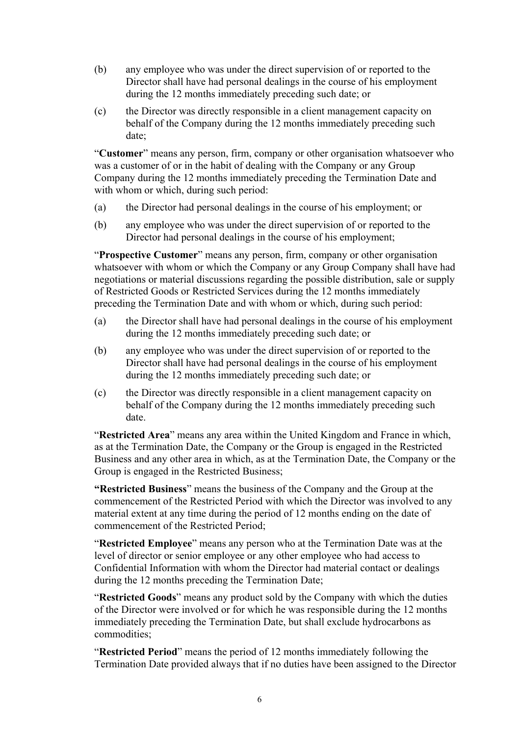(b) any employee who was under the direct supervision of or reported to the Director shall have had personal dealings in the course of his employment during the 12 months immediately preceding such date; or

(c) the Director was directly responsible in a client management capacity on behalf of the Company during the 12 months immediately preceding such date;

"**Customer**" means any person, firm, company or other organisation whatsoever who was a customer of or in the habit of dealing with the Company or any Group Company during the 12 months immediately preceding the Termination Date and with whom or which, during such period:

(a) the Director had personal dealings in the course of his employment; or

(b) any employee who was under the direct supervision of or reported to the Director had personal dealings in the course of his employment;

"**Prospective Customer**" means any person, firm, company or other organisation whatsoever with whom or which the Company or any Group Company shall have had negotiations or material discussions regarding the possible distribution, sale or supply of Restricted Goods or Restricted Services during the 12 months immediately preceding the Termination Date and with whom or which, during such period:

(a) the Director shall have had personal dealings in the course of his employment during the 12 months immediately preceding such date; or

(b) any employee who was under the direct supervision of or reported to the Director shall have had personal dealings in the course of his employment during the 12 months immediately preceding such date; or

(c) the Director was directly responsible in a client management capacity on behalf of the Company during the 12 months immediately preceding such date.

"**Restricted Area**" means any area within the United Kingdom and France in which, as at the Termination Date, the Company or the Group is engaged in the Restricted Business and any other area in which, as at the Termination Date, the Company or the Group is engaged in the Restricted Business;

**"Restricted Business**" means the business of the Company and the Group at the commencement of the Restricted Period with which the Director was involved to any material extent at any time during the period of 12 months ending on the date of commencement of the Restricted Period;

"**Restricted Employee**" means any person who at the Termination Date was at the level of director or senior employee or any other employee who had access to Confidential Information with whom the Director had material contact or dealings during the 12 months preceding the Termination Date;

"**Restricted Goods**" means any product sold by the Company with which the duties of the Director were involved or for which he was responsible during the 12 months immediately preceding the Termination Date, but shall exclude hydrocarbons as commodities;

"**Restricted Period**" means the period of 12 months immediately following the Termination Date provided always that if no duties have been assigned to the Director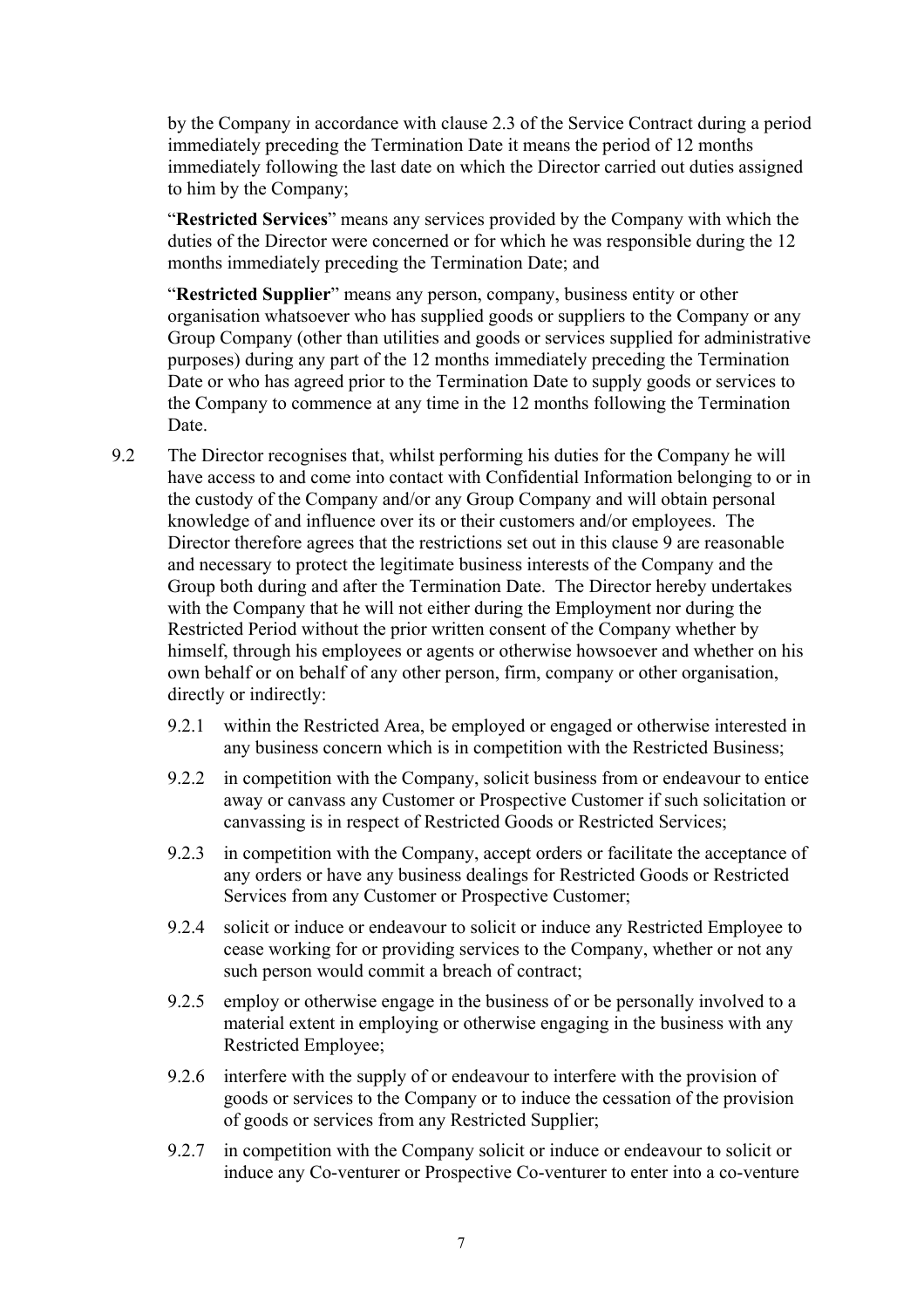by the Company in accordance with clause 2.3 of the Service Contract during a period immediately preceding the Termination Date it means the period of 12 months immediately following the last date on which the Director carried out duties assigned to him by the Company;

"**Restricted Services**" means any services provided by the Company with which the duties of the Director were concerned or for which he was responsible during the 12 months immediately preceding the Termination Date; and

"**Restricted Supplier**" means any person, company, business entity or other organisation whatsoever who has supplied goods or suppliers to the Company or any Group Company (other than utilities and goods or services supplied for administrative purposes) during any part of the 12 months immediately preceding the Termination Date or who has agreed prior to the Termination Date to supply goods or services to the Company to commence at any time in the 12 months following the Termination Date.

9.2 The Director recognises that, whilst performing his duties for the Company he will have access to and come into contact with Confidential Information belonging to or in the custody of the Company and/or any Group Company and will obtain personal knowledge of and influence over its or their customers and/or employees. The Director therefore agrees that the restrictions set out in this clause 9 are reasonable and necessary to protect the legitimate business interests of the Company and the Group both during and after the Termination Date. The Director hereby undertakes with the Company that he will not either during the Employment nor during the Restricted Period without the prior written consent of the Company whether by himself, through his employees or agents or otherwise howsoever and whether on his own behalf or on behalf of any other person, firm, company or other organisation, directly or indirectly:

9.2.1 within the Restricted Area, be employed or engaged or otherwise interested in any business concern which is in competition with the Restricted Business;

9.2.2 in competition with the Company, solicit business from or endeavour to entice away or canvass any Customer or Prospective Customer if such solicitation or canvassing is in respect of Restricted Goods or Restricted Services;

9.2.3 in competition with the Company, accept orders or facilitate the acceptance of any orders or have any business dealings for Restricted Goods or Restricted Services from any Customer or Prospective Customer;

9.2.4 solicit or induce or endeavour to solicit or induce any Restricted Employee to cease working for or providing services to the Company, whether or not any such person would commit a breach of contract;

9.2.5 employ or otherwise engage in the business of or be personally involved to a material extent in employing or otherwise engaging in the business with any Restricted Employee;

9.2.6 interfere with the supply of or endeavour to interfere with the provision of goods or services to the Company or to induce the cessation of the provision of goods or services from any Restricted Supplier;

9.2.7 in competition with the Company solicit or induce or endeavour to solicit or induce any Co-venturer or Prospective Co-venturer to enter into a co-venture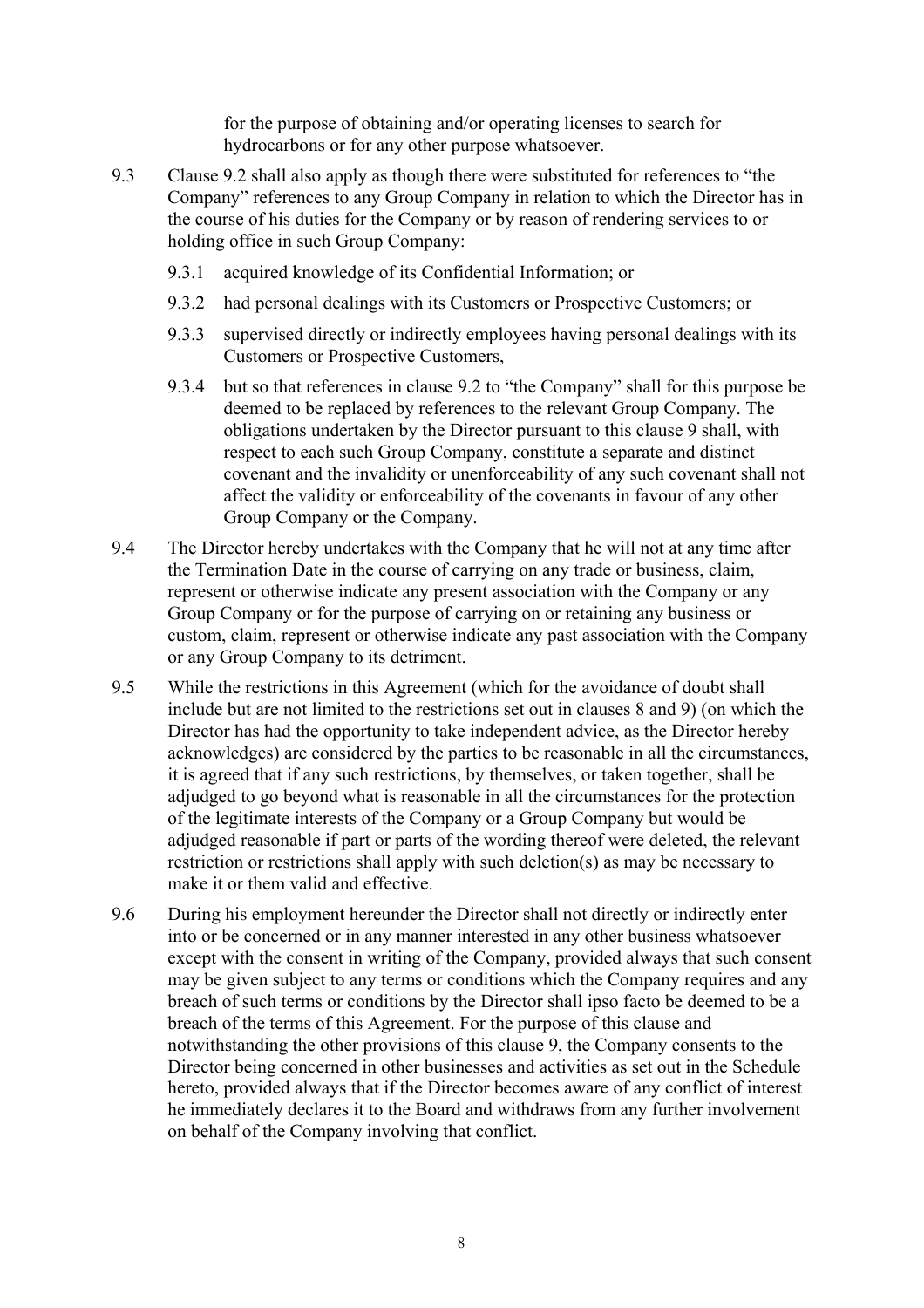for the purpose of obtaining and/or operating licenses to search for hydrocarbons or for any other purpose whatsoever.

9.3 Clause 9.2 shall also apply as though there were substituted for references to "the Company" references to any Group Company in relation to which the Director has in the course of his duties for the Company or by reason of rendering services to or holding office in such Group Company:

9.3.1 acquired knowledge of its Confidential Information; or

9.3.2 had personal dealings with its Customers or Prospective Customers; or

9.3.3 supervised directly or indirectly employees having personal dealings with its Customers or Prospective Customers,

9.3.4 but so that references in clause 9.2 to "the Company" shall for this purpose be deemed to be replaced by references to the relevant Group Company. The obligations undertaken by the Director pursuant to this clause 9 shall, with respect to each such Group Company, constitute a separate and distinct covenant and the invalidity or unenforceability of any such covenant shall not affect the validity or enforceability of the covenants in favour of any other Group Company or the Company.

9.4 The Director hereby undertakes with the Company that he will not at any time after the Termination Date in the course of carrying on any trade or business, claim, represent or otherwise indicate any present association with the Company or any Group Company or for the purpose of carrying on or retaining any business or custom, claim, represent or otherwise indicate any past association with the Company or any Group Company to its detriment.

9.5 While the restrictions in this Agreement (which for the avoidance of doubt shall include but are not limited to the restrictions set out in clauses 8 and 9) (on which the Director has had the opportunity to take independent advice, as the Director hereby acknowledges) are considered by the parties to be reasonable in all the circumstances, it is agreed that if any such restrictions, by themselves, or taken together, shall be adjudged to go beyond what is reasonable in all the circumstances for the protection of the legitimate interests of the Company or a Group Company but would be adjudged reasonable if part or parts of the wording thereof were deleted, the relevant restriction or restrictions shall apply with such deletion(s) as may be necessary to make it or them valid and effective.

9.6 During his employment hereunder the Director shall not directly or indirectly enter into or be concerned or in any manner interested in any other business whatsoever except with the consent in writing of the Company, provided always that such consent may be given subject to any terms or conditions which the Company requires and any breach of such terms or conditions by the Director shall ipso facto be deemed to be a breach of the terms of this Agreement. For the purpose of this clause and notwithstanding the other provisions of this clause 9, the Company consents to the Director being concerned in other businesses and activities as set out in the Schedule hereto, provided always that if the Director becomes aware of any conflict of interest he immediately declares it to the Board and withdraws from any further involvement on behalf of the Company involving that conflict.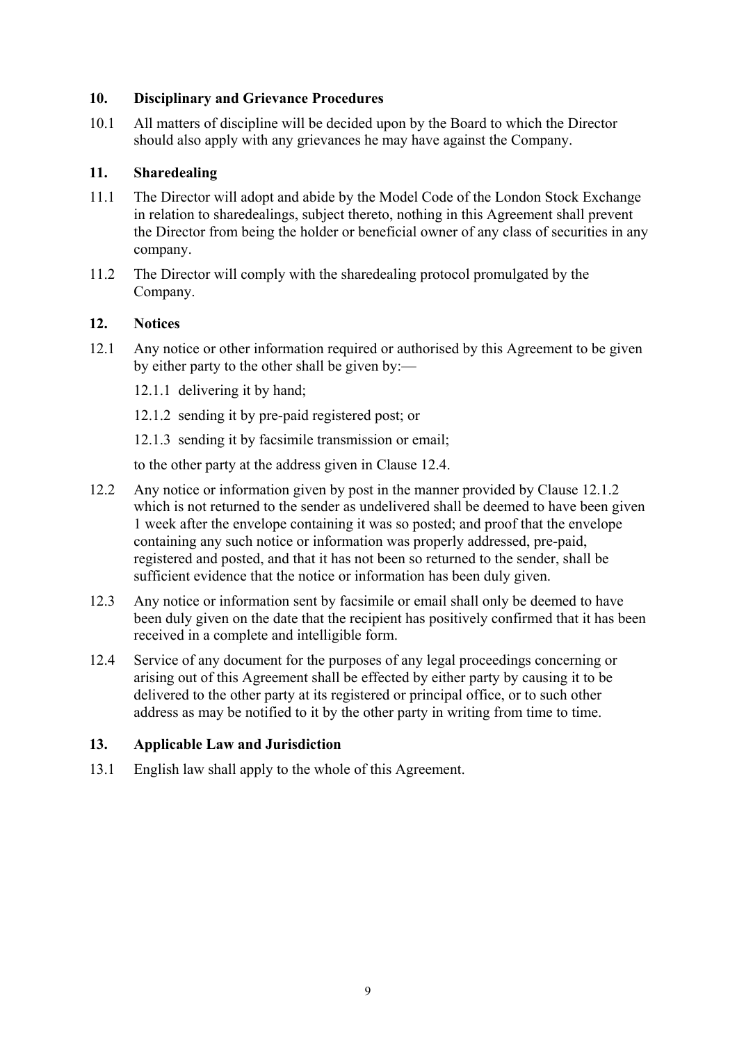## 10. Disciplinary and Grievance Procedures

10.1 All matters of discipline will be decided upon by the Board to which the Director should also apply with any grievances he may have against the Company.

## 11. Sharedealing

11.1 The Director will adopt and abide by the Model Code of the London Stock Exchange in relation to sharedealings, subject thereto, nothing in this Agreement shall prevent the Director from being the holder or beneficial owner of any class of securities in any company.

11.2 The Director will comply with the sharedealing protocol promulgated by the Company.

## 12. Notices

12.1 Any notice or other information required or authorised by this Agreement to be given by either party to the other shall be given by:—

12.1.1 delivering it by hand;

12.1.2 sending it by pre-paid registered post; or

12.1.3 sending it by facsimile transmission or email;

to the other party at the address given in Clause 12.4.

12.2 Any notice or information given by post in the manner provided by Clause 12.1.2 which is not returned to the sender as undelivered shall be deemed to have been given 1 week after the envelope containing it was so posted; and proof that the envelope containing any such notice or information was properly addressed, pre-paid, registered and posted, and that it has not been so returned to the sender, shall be sufficient evidence that the notice or information has been duly given.

12.3 Any notice or information sent by facsimile or email shall only be deemed to have been duly given on the date that the recipient has positively confirmed that it has been received in a complete and intelligible form.

12.4 Service of any document for the purposes of any legal proceedings concerning or arising out of this Agreement shall be effected by either party by causing it to be delivered to the other party at its registered or principal office, or to such other address as may be notified to it by the other party in writing from time to time.

## 13. Applicable Law and Jurisdiction

13.1 English law shall apply to the whole of this Agreement.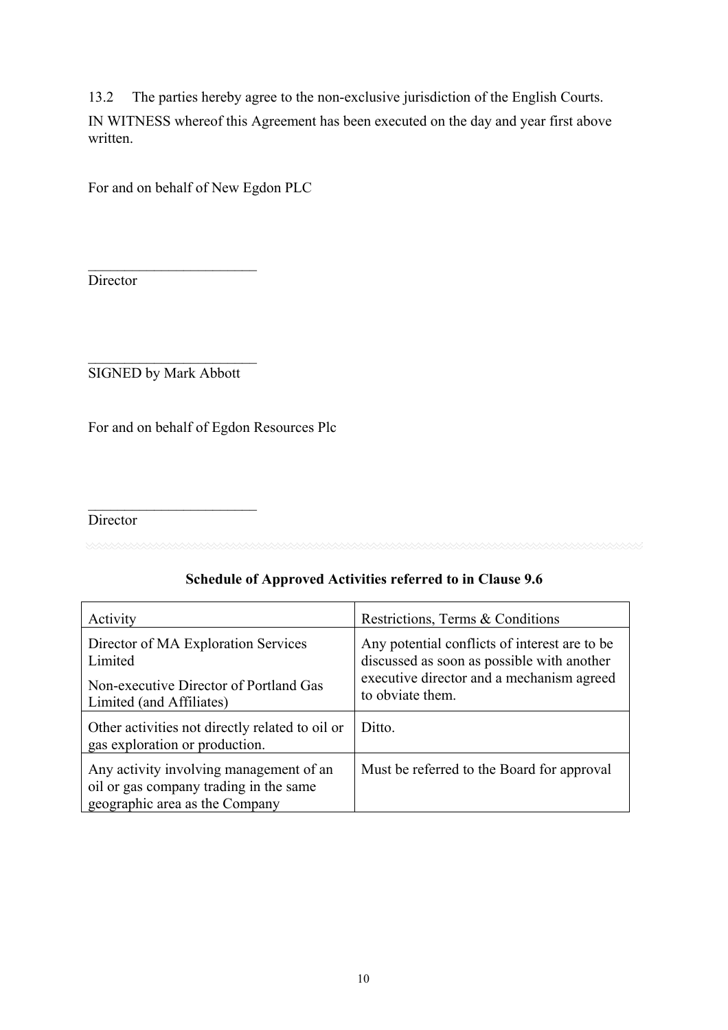13.2 The parties hereby agree to the non-exclusive jurisdiction of the English Courts.

IN WITNESS whereof this Agreement has been executed on the day and year first above written.

For and on behalf of New Egdon PLC

_______________________

Director

_______________________

SIGNED by Mark Abbott

For and on behalf of Egdon Resources Plc

_______________________

Director

**Schedule of Approved Activities referred to in Clause 9.6**

| Activity | Restrictions, Terms & Conditions |
|---|---|
| Director of MA Exploration Services Limited<br>Non-executive Director of Portland Gas Limited (and Affiliates) | Any potential conflicts of interest are to be discussed as soon as possible with another executive director and a mechanism agreed to obviate them. |
| Other activities not directly related to oil or gas exploration or production. | Ditto. |
| Any activity involving management of an oil or gas company trading in the same geographic area as the Company | Must be referred to the Board for approval |